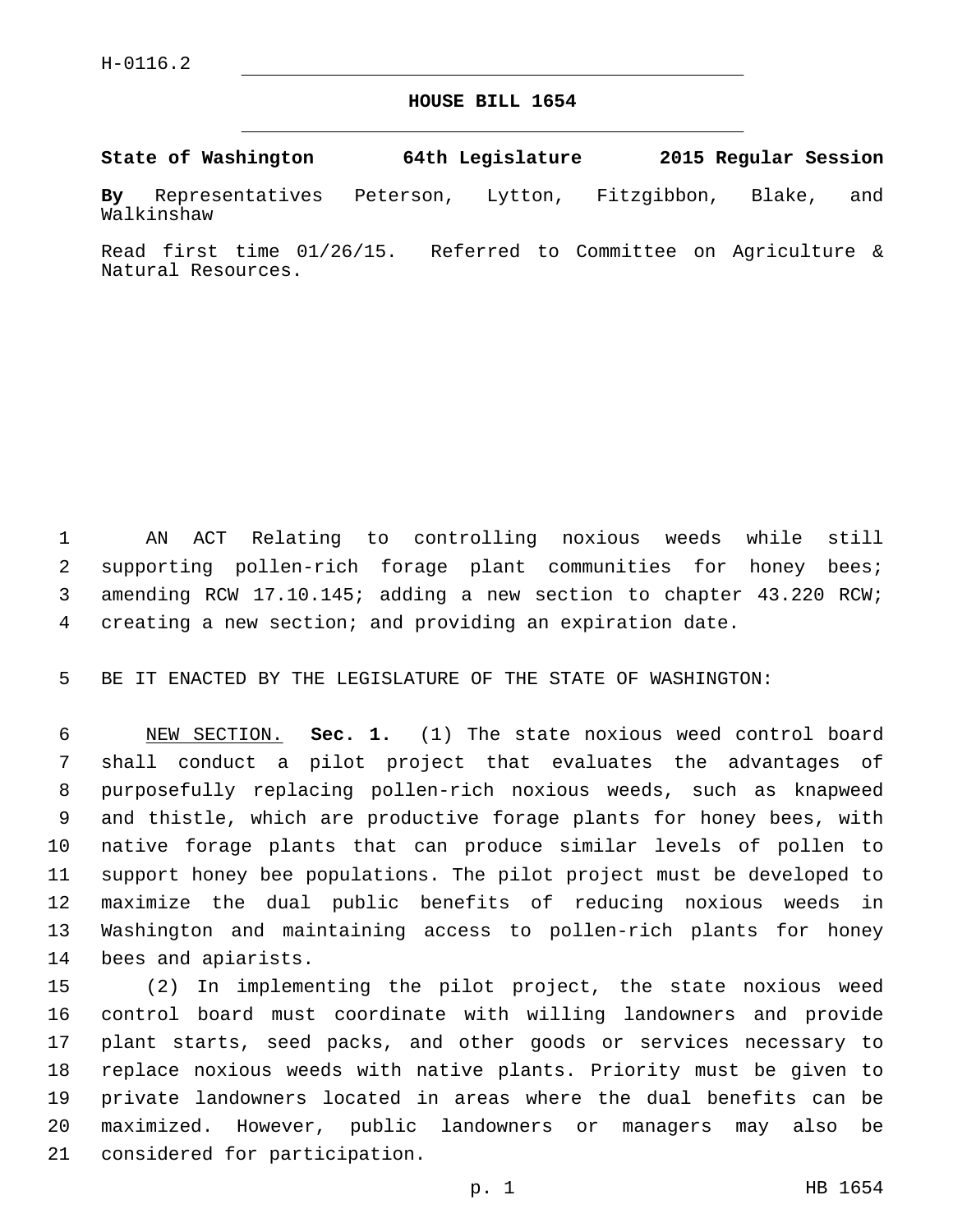H-0116.2

# HOUSE BILL 1654

**State of Washington 64th Legislature 2015 Regular Session**

**By** Representatives Peterson, Lytton, Fitzgibbon, Blake, and Walkinshaw

Read first time 01/26/15. Referred to Committee on Agriculture & Natural Resources.

AN ACT Relating to controlling noxious weeds while still supporting pollen-rich forage plant communities for honey bees; amending RCW 17.10.145; adding a new section to chapter 43.220 RCW; creating a new section; and providing an expiration date.

BE IT ENACTED BY THE LEGISLATURE OF THE STATE OF WASHINGTON:

NEW SECTION. **Sec. 1.** (1) The state noxious weed control board shall conduct a pilot project that evaluates the advantages of purposefully replacing pollen-rich noxious weeds, such as knapweed and thistle, which are productive forage plants for honey bees, with native forage plants that can produce similar levels of pollen to support honey bee populations. The pilot project must be developed to maximize the dual public benefits of reducing noxious weeds in Washington and maintaining access to pollen-rich plants for honey bees and apiarists.

(2) In implementing the pilot project, the state noxious weed control board must coordinate with willing landowners and provide plant starts, seed packs, and other goods or services necessary to replace noxious weeds with native plants. Priority must be given to private landowners located in areas where the dual benefits can be maximized. However, public landowners or managers may also be considered for participation.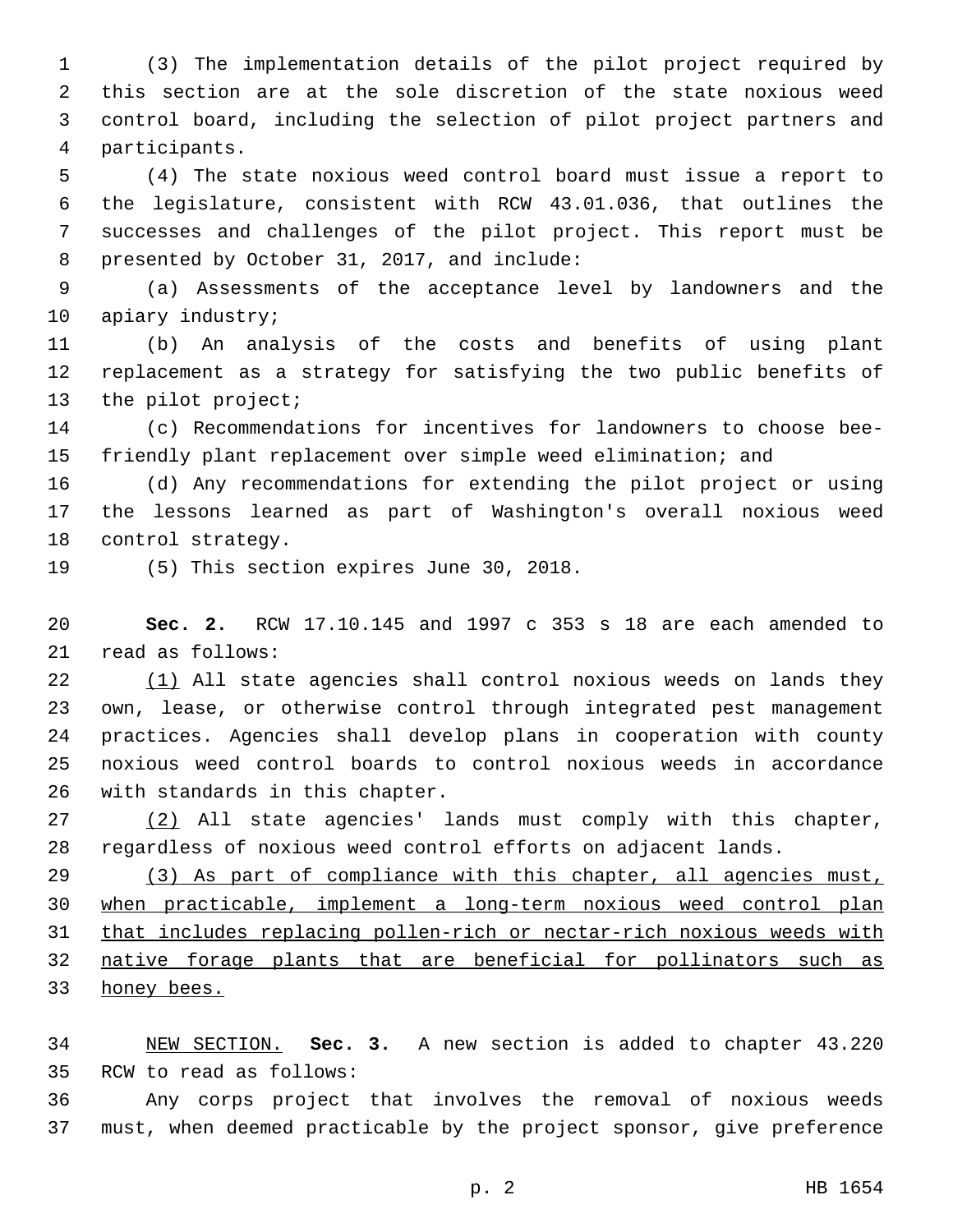(3) The implementation details of the pilot project required by this section are at the sole discretion of the state noxious weed control board, including the selection of pilot project partners and participants.

(4) The state noxious weed control board must issue a report to the legislature, consistent with RCW 43.01.036, that outlines the successes and challenges of the pilot project. This report must be presented by October 31, 2017, and include:

(a) Assessments of the acceptance level by landowners and the apiary industry;

(b) An analysis of the costs and benefits of using plant replacement as a strategy for satisfying the two public benefits of the pilot project;

(c) Recommendations for incentives for landowners to choose bee-friendly plant replacement over simple weed elimination; and

(d) Any recommendations for extending the pilot project or using the lessons learned as part of Washington's overall noxious weed control strategy.

(5) This section expires June 30, 2018.

**Sec. 2.** RCW 17.10.145 and 1997 c 353 s 18 are each amended to read as follows:

<u>(1)</u> All state agencies shall control noxious weeds on lands they own, lease, or otherwise control through integrated pest management practices. Agencies shall develop plans in cooperation with county noxious weed control boards to control noxious weeds in accordance with standards in this chapter.

<u>(2)</u> All state agencies' lands must comply with this chapter, regardless of noxious weed control efforts on adjacent lands.

<u>(3) As part of compliance with this chapter, all agencies must, when practicable, implement a long-term noxious weed control plan that includes replacing pollen-rich or nectar-rich noxious weeds with native forage plants that are beneficial for pollinators such as honey bees.</u>

<u>NEW SECTION.</u> **Sec. 3.** A new section is added to chapter 43.220 RCW to read as follows:

Any corps project that involves the removal of noxious weeds must, when deemed practicable by the project sponsor, give preference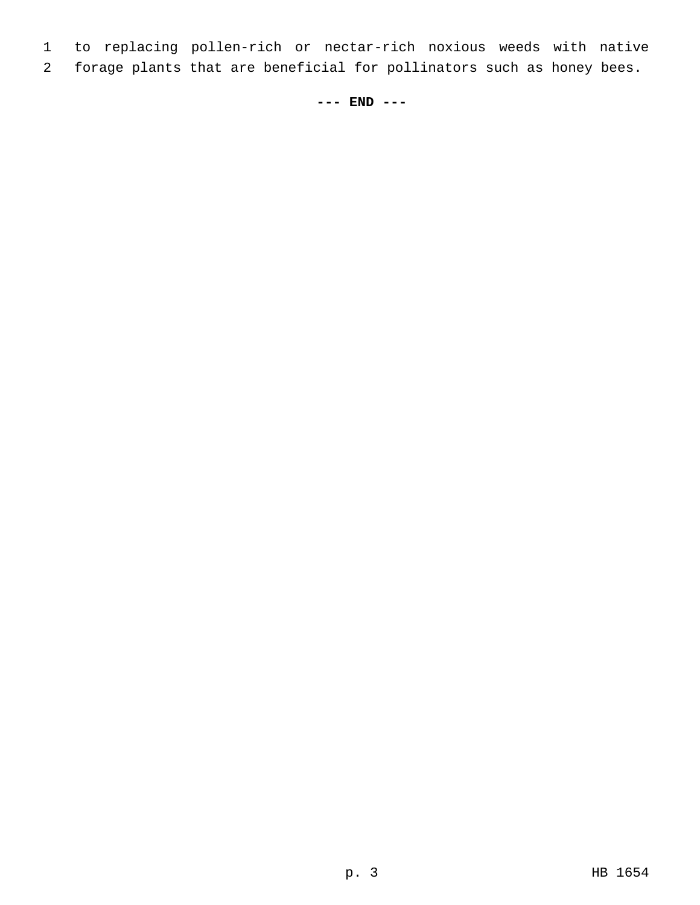to replacing pollen-rich or nectar-rich noxious weeds with native forage plants that are beneficial for pollinators such as honey bees.

**--- END ---**